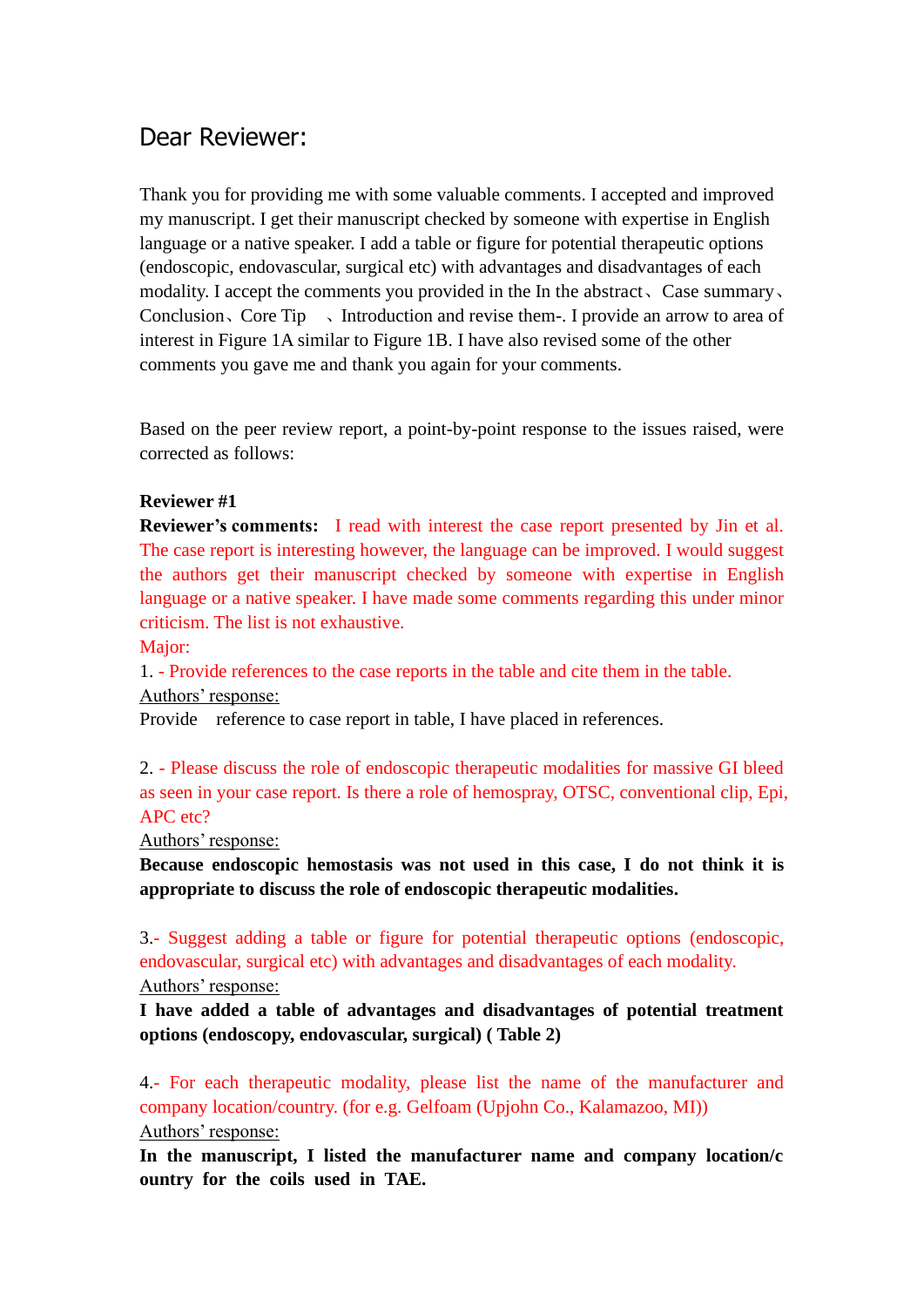# Dear Reviewer:

Thank you for providing me with some valuable comments. I accepted and improved my manuscript. I get their manuscript checked by someone with expertise in English language or a native speaker. I add a table or figure for potential therapeutic options (endoscopic, endovascular, surgical etc) with advantages and disadvantages of each modality. I accept the comments you provided in the In the abstract、Case summary、Conclusion、Core Tip 、Introduction and revise them-. I provide an arrow to area of interest in Figure 1A similar to Figure 1B. I have also revised some of the other comments you gave me and thank you again for your comments.

Based on the peer review report, a point-by-point response to the issues raised, were corrected as follows:

**Reviewer #1**

**Reviewer's comments:** I read with interest the case report presented by Jin et al. The case report is interesting however, the language can be improved. I would suggest the authors get their manuscript checked by someone with expertise in English language or a native speaker. I have made some comments regarding this under minor criticism. The list is not exhaustive.

Major:

1. - Provide references to the case reports in the table and cite them in the table.

Authors' response:

Provide reference to case report in table, I have placed in references.

2. - Please discuss the role of endoscopic therapeutic modalities for massive GI bleed as seen in your case report. Is there a role of hemospray, OTSC, conventional clip, Epi, APC etc?

Authors' response:

**Because endoscopic hemostasis was not used in this case, I do not think it is appropriate to discuss the role of endoscopic therapeutic modalities.**

3.- Suggest adding a table or figure for potential therapeutic options (endoscopic, endovascular, surgical etc) with advantages and disadvantages of each modality.

Authors' response:

**I have added a table of advantages and disadvantages of potential treatment options (endoscopy, endovascular, surgical) ( Table 2)**

4.- For each therapeutic modality, please list the name of the manufacturer and company location/country. (for e.g. Gelfoam (Upjohn Co., Kalamazoo, MI))

Authors' response:

**In the manuscript, I listed the manufacturer name and company location/country for the coils used in TAE.**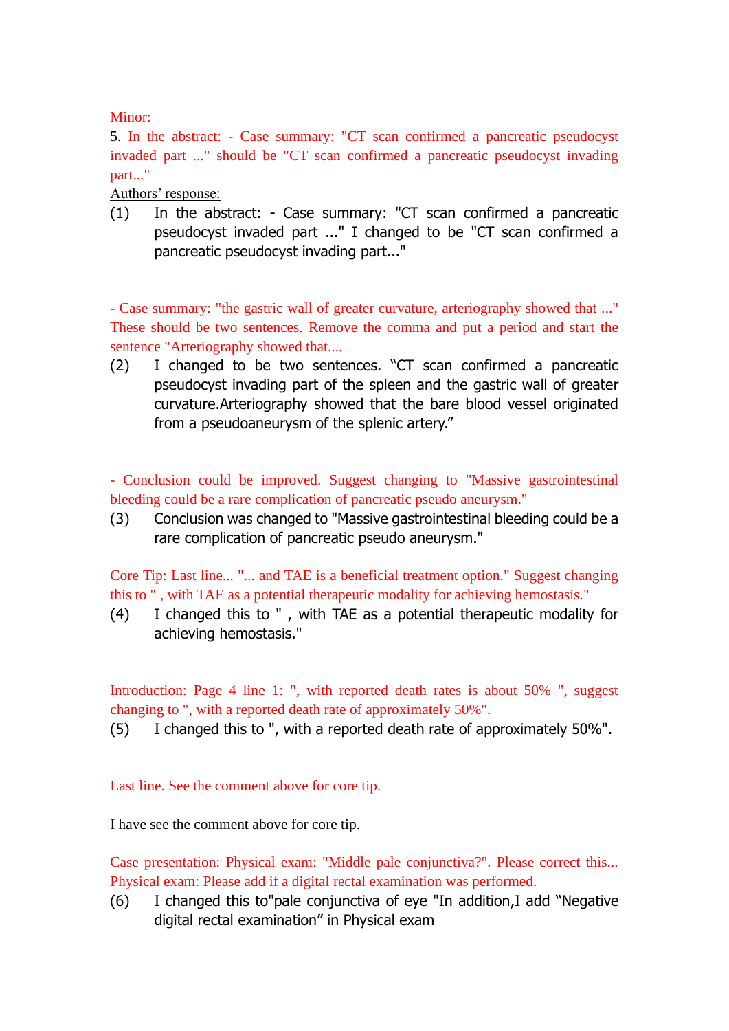Minor:

5. In the abstract: - Case summary: "CT scan confirmed a pancreatic pseudocyst invaded part ..." should be "CT scan confirmed a pancreatic pseudocyst invading part..."

Authors' response:

(1) In the abstract: - Case summary: "CT scan confirmed a pancreatic pseudocyst invaded part ..." I changed to be "CT scan confirmed a pancreatic pseudocyst invading part..."

- Case summary: "the gastric wall of greater curvature, arteriography showed that ..." These should be two sentences. Remove the comma and put a period and start the sentence "Arteriography showed that....

(2) I changed to be two sentences. "CT scan confirmed a pancreatic pseudocyst invading part of the spleen and the gastric wall of greater curvature.Arteriography showed that the bare blood vessel originated from a pseudoaneurysm of the splenic artery."

- Conclusion could be improved. Suggest changing to "Massive gastrointestinal bleeding could be a rare complication of pancreatic pseudo aneurysm."

(3) Conclusion was changed to "Massive gastrointestinal bleeding could be a rare complication of pancreatic pseudo aneurysm."

Core Tip: Last line... "... and TAE is a beneficial treatment option." Suggest changing this to " , with TAE as a potential therapeutic modality for achieving hemostasis."

(4) I changed this to " , with TAE as a potential therapeutic modality for achieving hemostasis."

Introduction: Page 4 line 1: ", with reported death rates is about 50% ", suggest changing to ", with a reported death rate of approximately 50%".

(5) I changed this to ", with a reported death rate of approximately 50%".

Last line. See the comment above for core tip.

I have see the comment above for core tip.

Case presentation: Physical exam: "Middle pale conjunctiva?". Please correct this... Physical exam: Please add if a digital rectal examination was performed.

(6) I changed this to"pale conjunctiva of eye "In addition,I add "Negative digital rectal examination" in Physical exam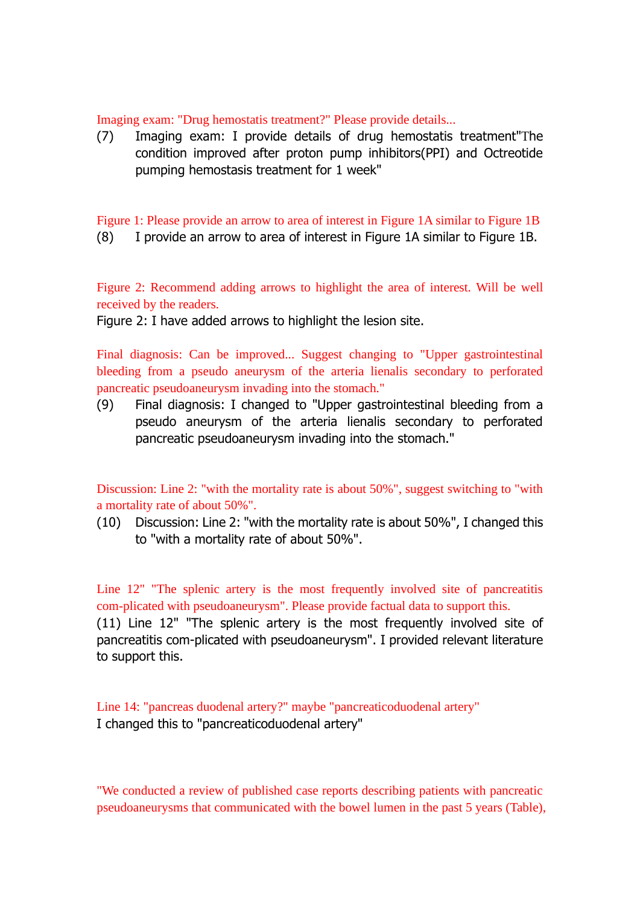Imaging exam: "Drug hemostatis treatment?" Please provide details...

(7) Imaging exam: I provide details of drug hemostatis treatment"The condition improved after proton pump inhibitors(PPI) and Octreotide pumping hemostasis treatment for 1 week"

Figure 1: Please provide an arrow to area of interest in Figure 1A similar to Figure 1B

(8) I provide an arrow to area of interest in Figure 1A similar to Figure 1B.

Figure 2: Recommend adding arrows to highlight the area of interest. Will be well received by the readers.

Figure 2: I have added arrows to highlight the lesion site.

Final diagnosis: Can be improved... Suggest changing to "Upper gastrointestinal bleeding from a pseudo aneurysm of the arteria lienalis secondary to perforated pancreatic pseudoaneurysm invading into the stomach."

(9) Final diagnosis: I changed to "Upper gastrointestinal bleeding from a pseudo aneurysm of the arteria lienalis secondary to perforated pancreatic pseudoaneurysm invading into the stomach."

Discussion: Line 2: "with the mortality rate is about 50%", suggest switching to "with a mortality rate of about 50%".

(10) Discussion: Line 2: "with the mortality rate is about 50%", I changed this to "with a mortality rate of about 50%".

Line 12" "The splenic artery is the most frequently involved site of pancreatitis com-plicated with pseudoaneurysm". Please provide factual data to support this.

(11) Line 12" "The splenic artery is the most frequently involved site of pancreatitis com-plicated with pseudoaneurysm". I provided relevant literature to support this.

Line 14: "pancreas duodenal artery?" maybe "pancreaticoduodenal artery"

I changed this to "pancreaticoduodenal artery"

"We conducted a review of published case reports describing patients with pancreatic pseudoaneurysms that communicated with the bowel lumen in the past 5 years (Table),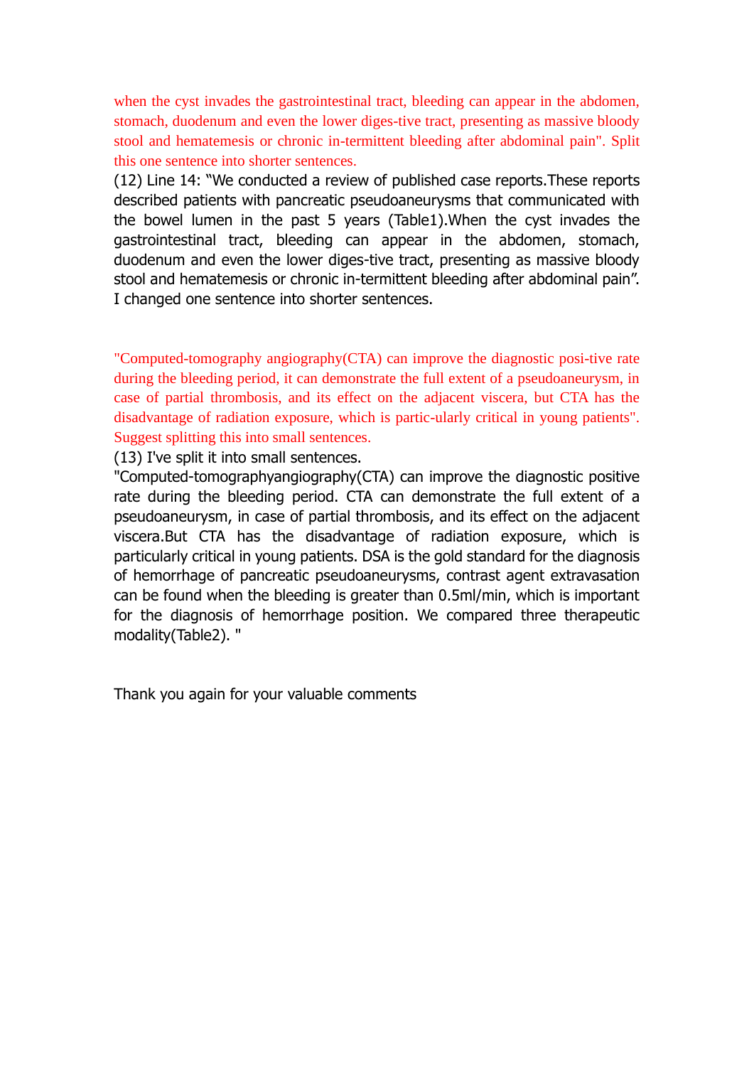when the cyst invades the gastrointestinal tract, bleeding can appear in the abdomen, stomach, duodenum and even the lower diges-tive tract, presenting as massive bloody stool and hematemesis or chronic in-termittent bleeding after abdominal pain". Split this one sentence into shorter sentences.

(12) Line 14: "We conducted a review of published case reports.These reports described patients with pancreatic pseudoaneurysms that communicated with the bowel lumen in the past 5 years (Table1).When the cyst invades the gastrointestinal tract, bleeding can appear in the abdomen, stomach, duodenum and even the lower diges-tive tract, presenting as massive bloody stool and hematemesis or chronic in-termittent bleeding after abdominal pain". I changed one sentence into shorter sentences.

"Computed-tomography angiography(CTA) can improve the diagnostic posi-tive rate during the bleeding period, it can demonstrate the full extent of a pseudoaneurysm, in case of partial thrombosis, and its effect on the adjacent viscera, but CTA has the disadvantage of radiation exposure, which is partic-ularly critical in young patients". Suggest splitting this into small sentences.

(13) I've split it into small sentences.

"Computed-tomographyangiography(CTA) can improve the diagnostic positive rate during the bleeding period. CTA can demonstrate the full extent of a pseudoaneurysm, in case of partial thrombosis, and its effect on the adjacent viscera.But CTA has the disadvantage of radiation exposure, which is particularly critical in young patients. DSA is the gold standard for the diagnosis of hemorrhage of pancreatic pseudoaneurysms, contrast agent extravasation can be found when the bleeding is greater than 0.5ml/min, which is important for the diagnosis of hemorrhage position. We compared three therapeutic modality(Table2). "

Thank you again for your valuable comments